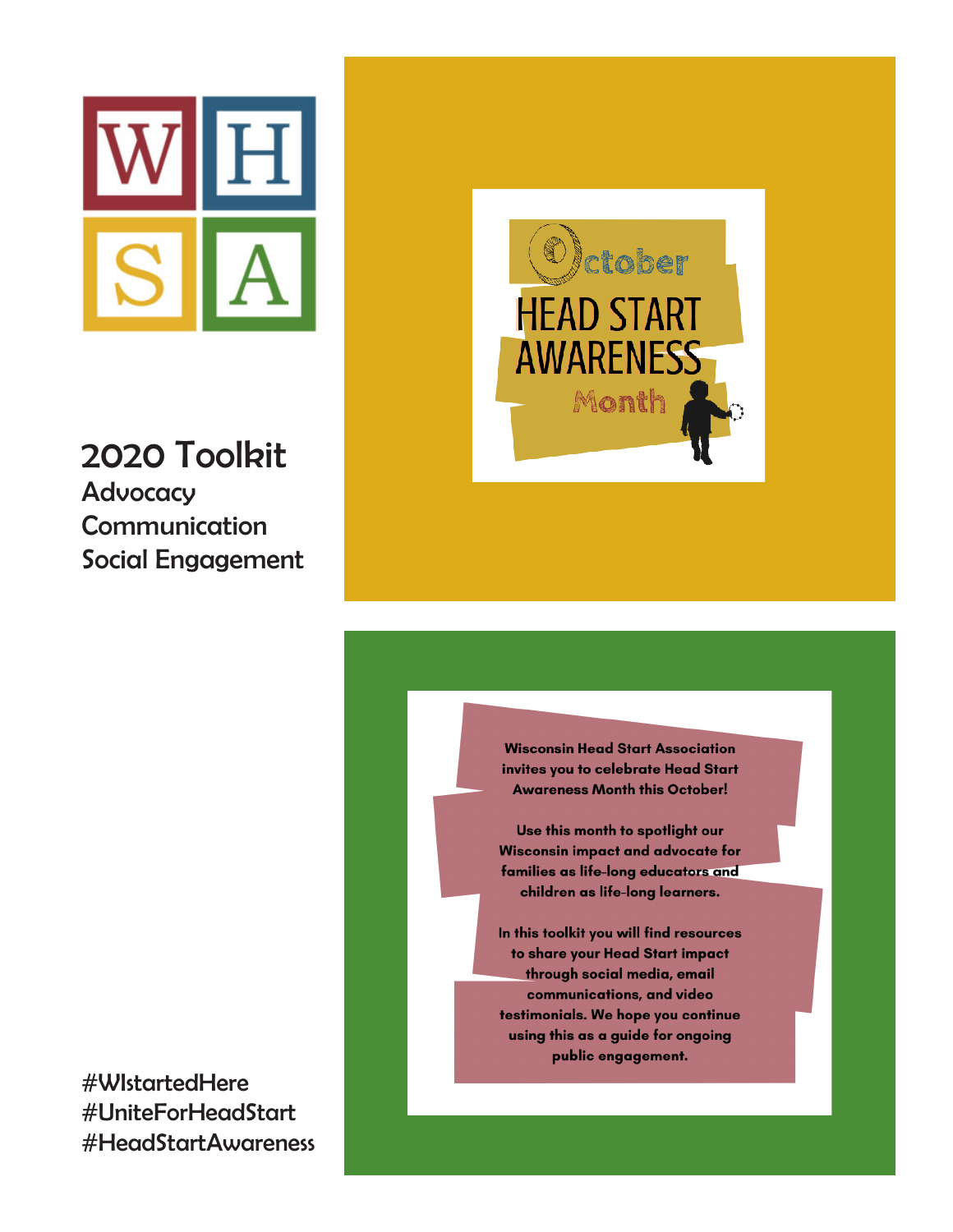W H S A

# 2020 Toolkit

Advocacy
Communication
Social Engagement

October
HEAD START AWARENESS
Month

**Wisconsin Head Start Association invites you to celebrate Head Start Awareness Month this October!**

**Use this month to spotlight our Wisconsin impact and advocate for families as life-long educators and children as life-long learners.**

**In this toolkit you will find resources to share your Head Start impact through social media, email communications, and video testimonials. We hope you continue using this as a guide for ongoing public engagement.**

#WIstartedHere
#UniteForHeadStart
#HeadStartAwareness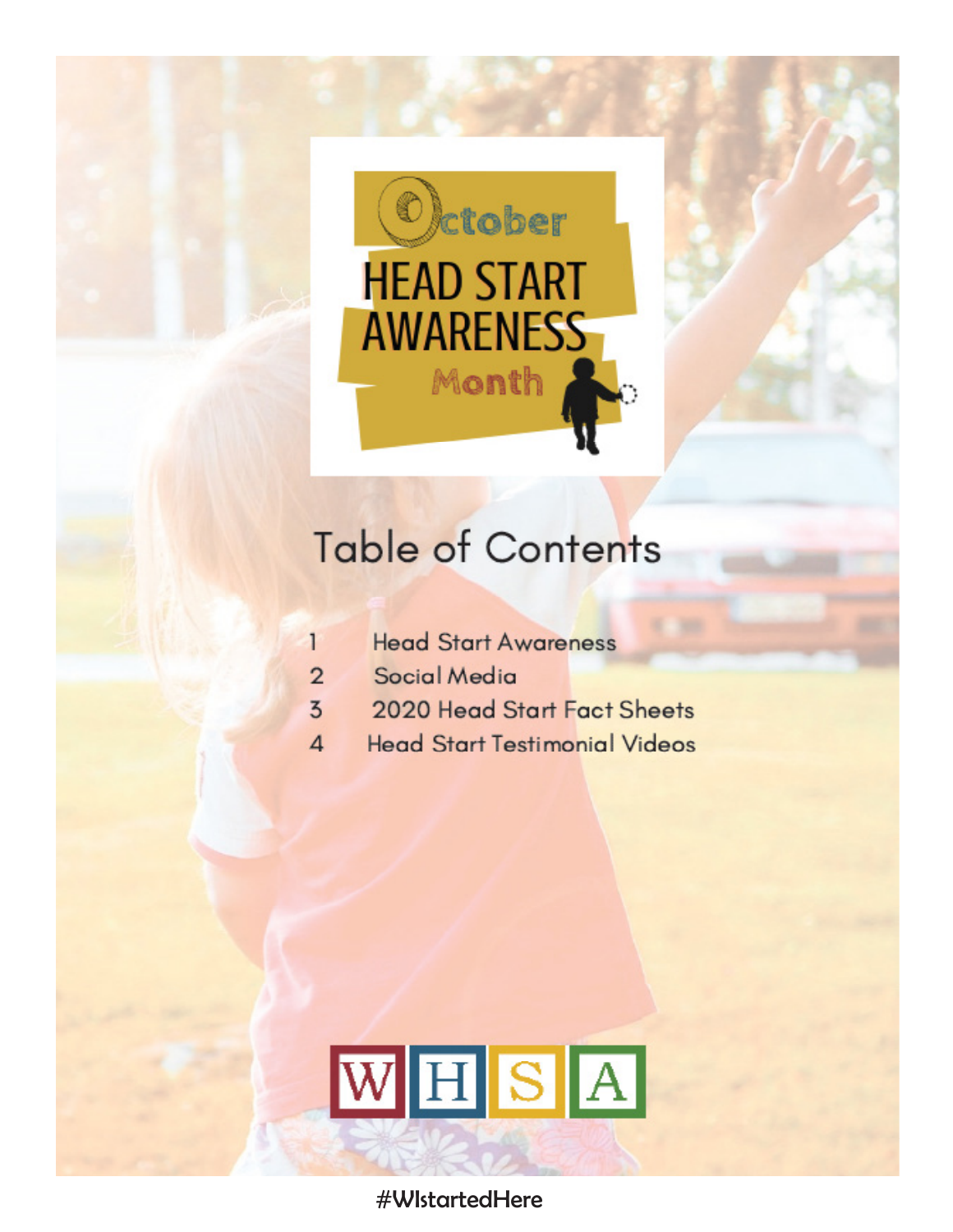# October HEAD START AWARENESS Month

## Table of Contents

1. Head Start Awareness
2. Social Media
3. 2020 Head Start Fact Sheets
4. Head Start Testimonial Videos

WHSA

#WIstartedHere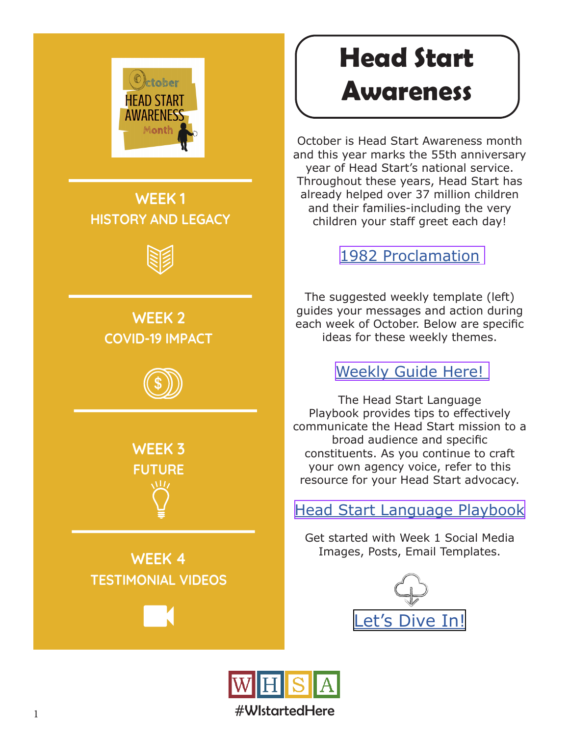October HEAD START AWARENESS Month

**WEEK 1**
**HISTORY AND LEGACY**

**WEEK 2**
**COVID-19 IMPACT**

**WEEK 3**
**FUTURE**

**WEEK 4**
**TESTIMONIAL VIDEOS**

# Head Start Awareness

October is Head Start Awareness month and this year marks the 55th anniversary year of Head Start's national service. Throughout these years, Head Start has already helped over 37 million children and their families-including the very children your staff greet each day!

1982 Proclamation

The suggested weekly template (left) guides your messages and action during each week of October. Below are specific ideas for these weekly themes.

Weekly Guide Here!

The Head Start Language Playbook provides tips to effectively communicate the Head Start mission to a broad audience and specific constituents. As you continue to craft your own agency voice, refer to this resource for your Head Start advocacy.

Head Start Language Playbook

Get started with Week 1 Social Media Images, Posts, Email Templates.

Let's Dive In!

WHSA

#WIstartedHere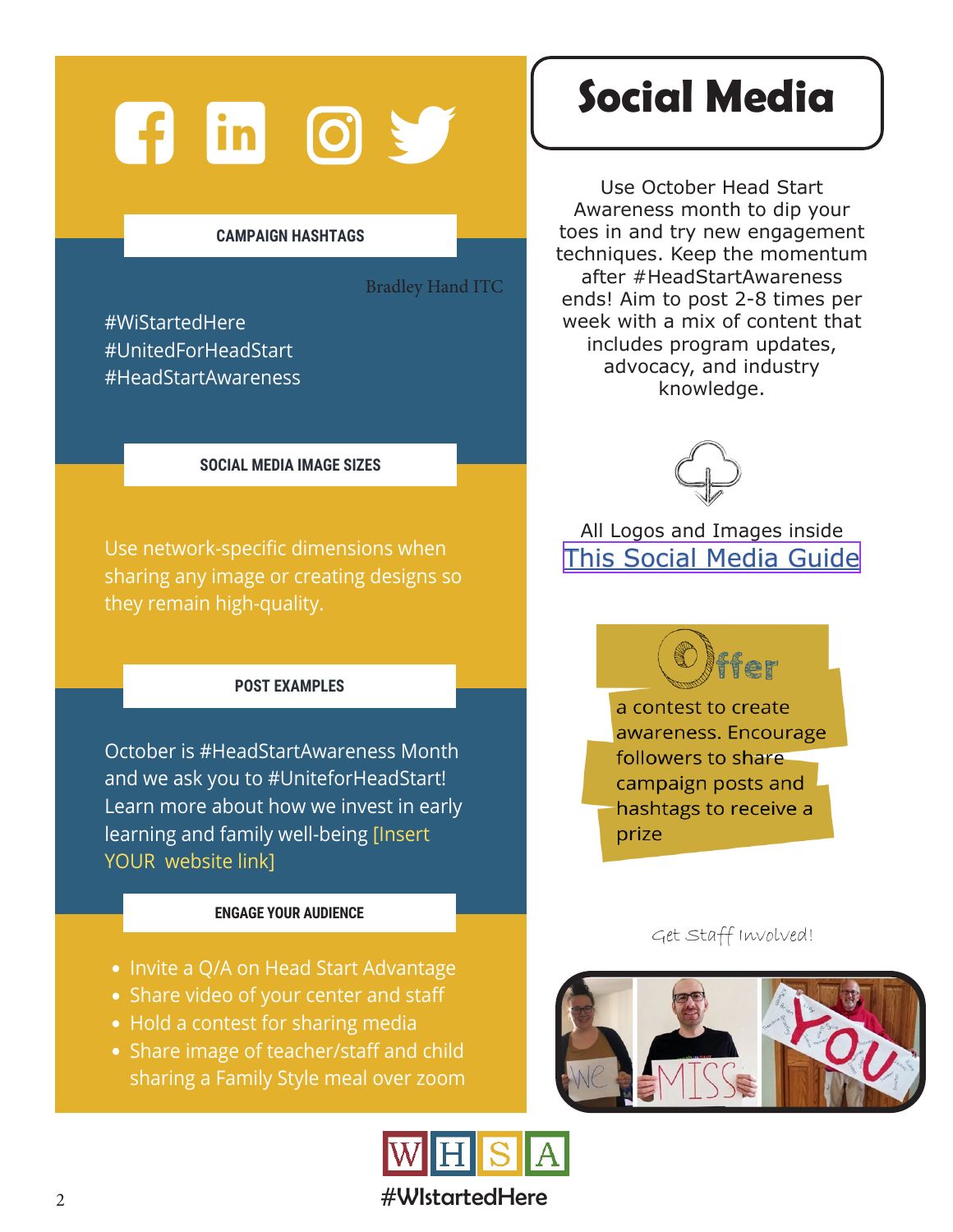# Social Media

Use October Head Start Awareness month to dip your toes in and try new engagement techniques. Keep the momentum after #HeadStartAwareness ends! Aim to post 2-8 times per week with a mix of content that includes program updates, advocacy, and industry knowledge.

All Logos and Images inside
This Social Media Guide

**Offer** a contest to create awareness. Encourage followers to share campaign posts and hashtags to receive a prize

Get Staff Involved!

### CAMPAIGN HASHTAGS

Bradley Hand ITC

#WiStartedHere
#UnitedForHeadStart
#HeadStartAwareness

### SOCIAL MEDIA IMAGE SIZES

Use network-specific dimensions when sharing any image or creating designs so they remain high-quality.

### POST EXAMPLES

October is #HeadStartAwareness Month and we ask you to #UniteforHeadStart! Learn more about how we invest in early learning and family well-being [Insert YOUR website link]

### ENGAGE YOUR AUDIENCE

- Invite a Q/A on Head Start Advantage
- Share video of your center and staff
- Hold a contest for sharing media
- Share image of teacher/staff and child sharing a Family Style meal over zoom

WHSA
#WIstartedHere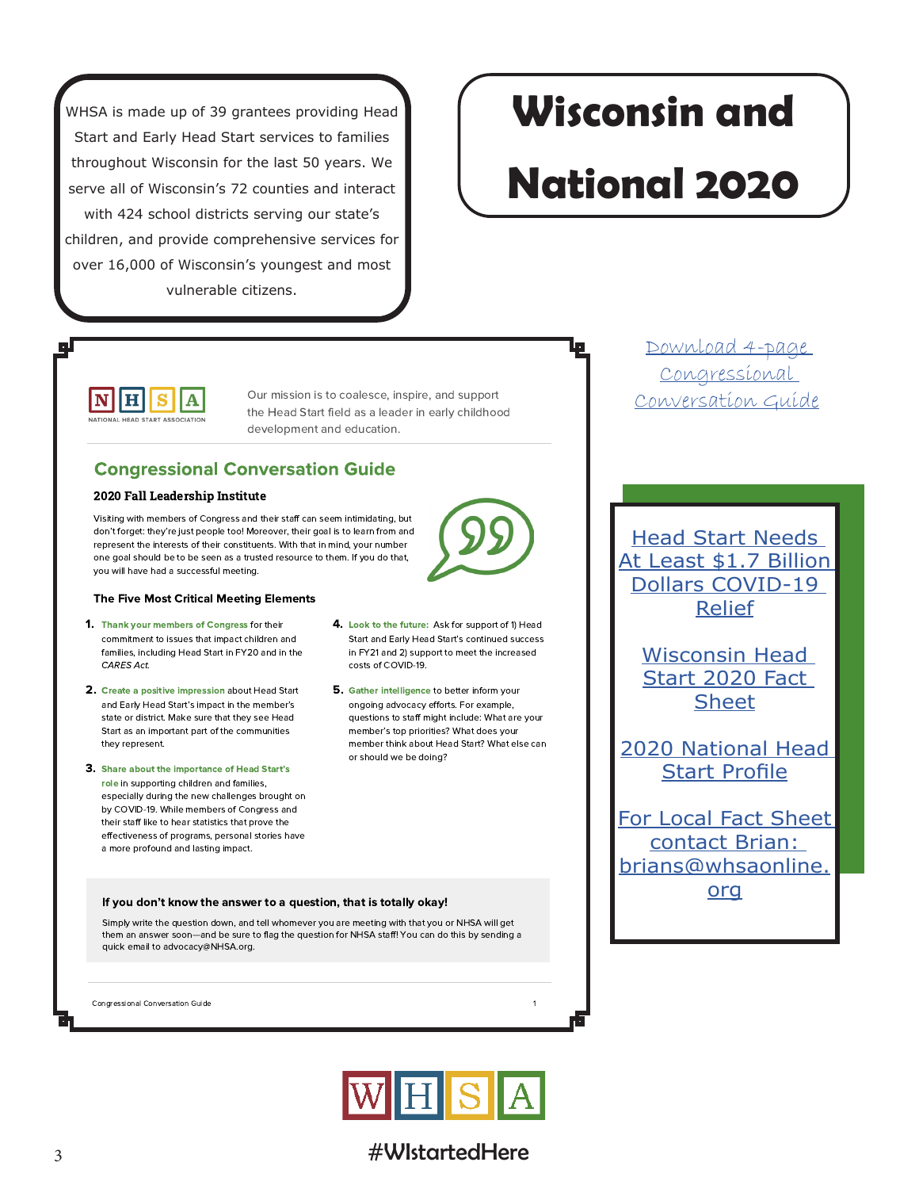WHSA is made up of 39 grantees providing Head Start and Early Head Start services to families throughout Wisconsin for the last 50 years. We serve all of Wisconsin's 72 counties and interact with 424 school districts serving our state's children, and provide comprehensive services for over 16,000 of Wisconsin's youngest and most vulnerable citizens.

# Wisconsin and National 2020

NATIONAL HEAD START ASSOCIATION

Our mission is to coalesce, inspire, and support the Head Start field as a leader in early childhood development and education.

## Congressional Conversation Guide

### 2020 Fall Leadership Institute

Visiting with members of Congress and their staff can seem intimidating, but don't forget: they're just people too! Moreover, their goal is to learn from and represent the interests of their constituents. With that in mind, your number one goal should be to be seen as a trusted resource to them. If you do that, you will have had a successful meeting.

#### The Five Most Critical Meeting Elements

1. **Thank your members of Congress** for their commitment to issues that impact children and families, including Head Start in FY20 and in the *CARES Act*.
2. **Create a positive impression** about Head Start and Early Head Start's impact in the member's state or district. Make sure that they see Head Start as an important part of the communities they represent.
3. **Share about the importance of Head Start's role** in supporting children and families, especially during the new challenges brought on by COVID-19. While members of Congress and their staff like to hear statistics that prove the effectiveness of programs, personal stories have a more profound and lasting impact.
4. **Look to the future:** Ask for support of 1) Head Start and Early Head Start's continued success in FY21 and 2) support to meet the increased costs of COVID-19.
5. **Gather intelligence** to better inform your ongoing advocacy efforts. For example, questions to staff might include: What are your member's top priorities? What does your member think about Head Start? What else can or should we be doing?

**If you don't know the answer to a question, that is totally okay!**

Simply write the question down, and tell whomever you are meeting with that you or NHSA will get them an answer soon—and be sure to flag the question for NHSA staff! You can do this by sending a quick email to advocacy@NHSA.org.

Congressional Conversation Guide 1

Download 4-page Congressional Conversation Guide

Head Start Needs At Least $1.7 Billion Dollars COVID-19 Relief

Wisconsin Head Start 2020 Fact Sheet

2020 National Head Start Profile

For Local Fact Sheet contact Brian: brians@whsaonline.org

WHSA

#WIstartedHere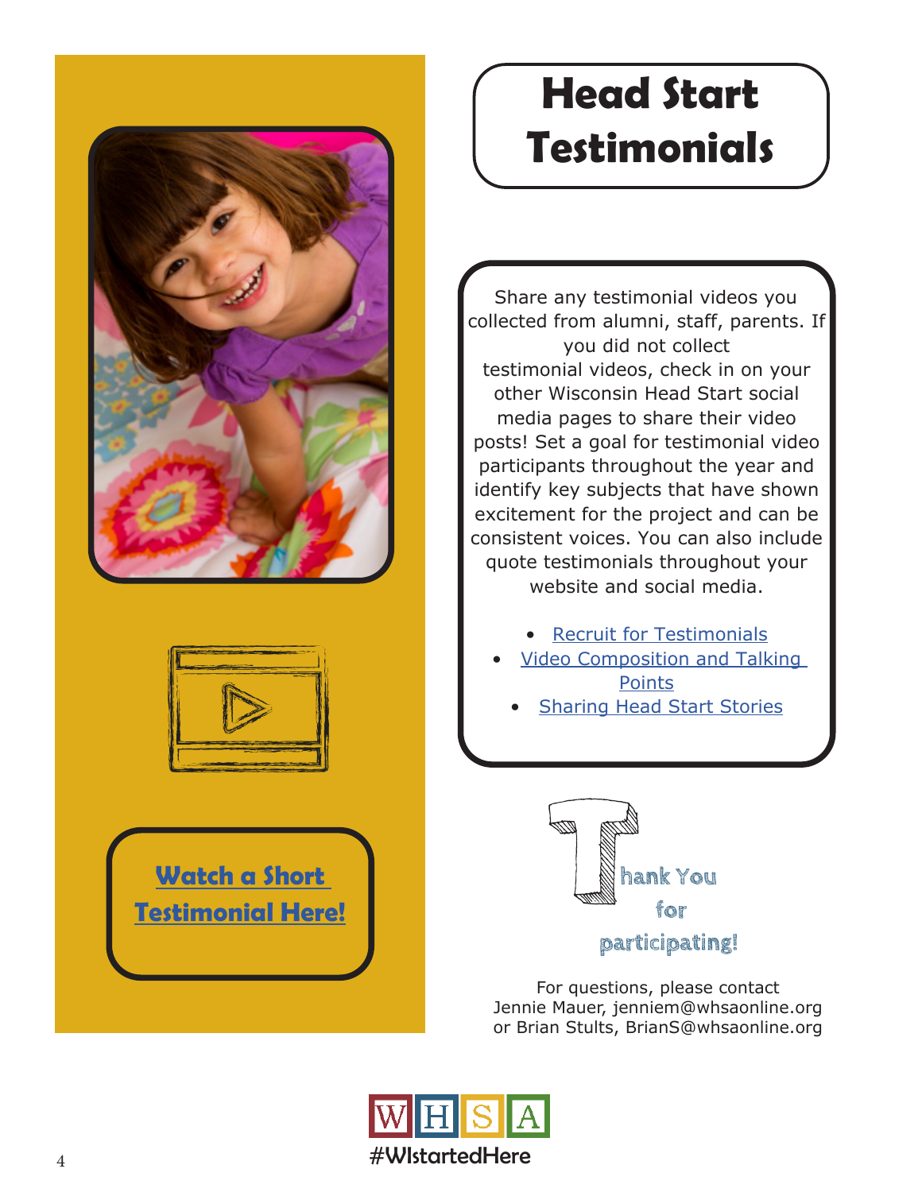# Head Start Testimonials

**Watch a Short Testimonial Here!**

Share any testimonial videos you collected from alumni, staff, parents. If you did not collect testimonial videos, check in on your other Wisconsin Head Start social media pages to share their video posts! Set a goal for testimonial video participants throughout the year and identify key subjects that have shown excitement for the project and can be consistent voices. You can also include quote testimonials throughout your website and social media.

- Recruit for Testimonials
- Video Composition and Talking Points
- Sharing Head Start Stories

Thank You for participating!

For questions, please contact Jennie Mauer, jenniem@whsaonline.org or Brian Stults, BrianS@whsaonline.org

WHSA

#WIstartedHere